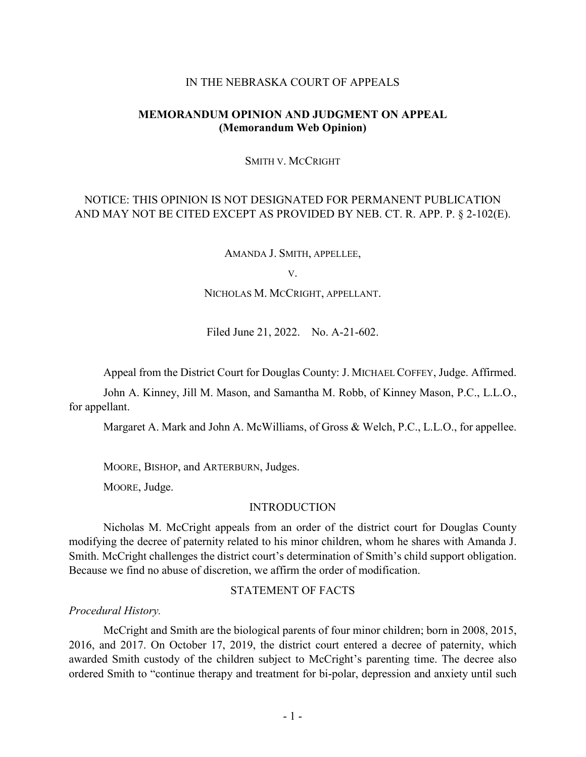IN THE NEBRASKA COURT OF APPEALS

**MEMORANDUM OPINION AND JUDGMENT ON APPEAL**
**(Memorandum Web Opinion)**

SMITH V. MCCRIGHT

NOTICE: THIS OPINION IS NOT DESIGNATED FOR PERMANENT PUBLICATION AND MAY NOT BE CITED EXCEPT AS PROVIDED BY NEB. CT. R. APP. P. § 2-102(E).

AMANDA J. SMITH, APPELLEE,

V.

NICHOLAS M. MCCRIGHT, APPELLANT.

Filed June 21, 2022. No. A-21-602.

Appeal from the District Court for Douglas County: J. MICHAEL COFFEY, Judge. Affirmed.

John A. Kinney, Jill M. Mason, and Samantha M. Robb, of Kinney Mason, P.C., L.L.O., for appellant.

Margaret A. Mark and John A. McWilliams, of Gross & Welch, P.C., L.L.O., for appellee.

MOORE, BISHOP, and ARTERBURN, Judges.

MOORE, Judge.

## INTRODUCTION

Nicholas M. McCright appeals from an order of the district court for Douglas County modifying the decree of paternity related to his minor children, whom he shares with Amanda J. Smith. McCright challenges the district court's determination of Smith's child support obligation. Because we find no abuse of discretion, we affirm the order of modification.

## STATEMENT OF FACTS

*Procedural History.*

McCright and Smith are the biological parents of four minor children; born in 2008, 2015, 2016, and 2017. On October 17, 2019, the district court entered a decree of paternity, which awarded Smith custody of the children subject to McCright's parenting time. The decree also ordered Smith to "continue therapy and treatment for bi-polar, depression and anxiety until such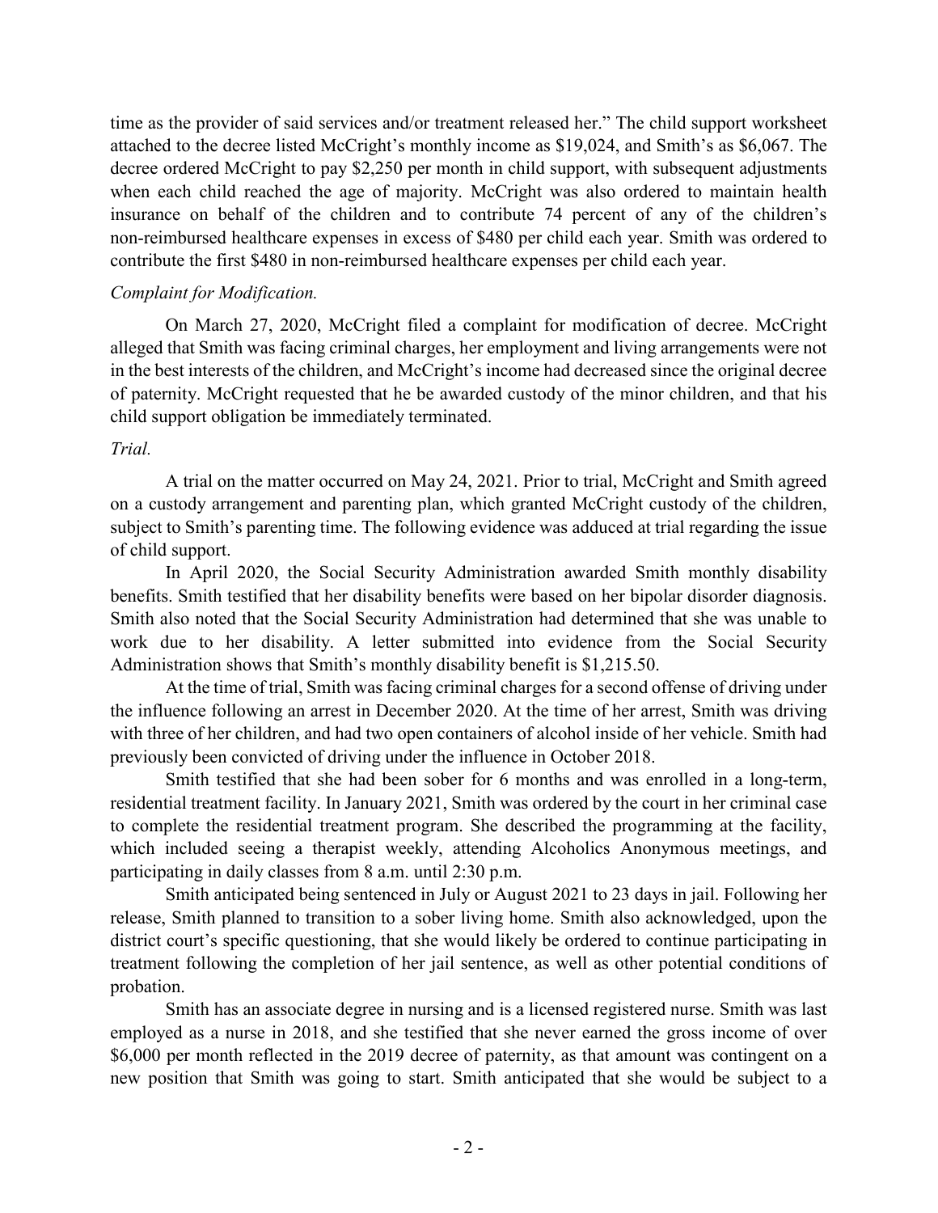time as the provider of said services and/or treatment released her." The child support worksheet attached to the decree listed McCright's monthly income as $19,024, and Smith's as $6,067. The decree ordered McCright to pay $2,250 per month in child support, with subsequent adjustments when each child reached the age of majority. McCright was also ordered to maintain health insurance on behalf of the children and to contribute 74 percent of any of the children's non-reimbursed healthcare expenses in excess of $480 per child each year. Smith was ordered to contribute the first $480 in non-reimbursed healthcare expenses per child each year.

*Complaint for Modification.*

On March 27, 2020, McCright filed a complaint for modification of decree. McCright alleged that Smith was facing criminal charges, her employment and living arrangements were not in the best interests of the children, and McCright's income had decreased since the original decree of paternity. McCright requested that he be awarded custody of the minor children, and that his child support obligation be immediately terminated.

*Trial.*

A trial on the matter occurred on May 24, 2021. Prior to trial, McCright and Smith agreed on a custody arrangement and parenting plan, which granted McCright custody of the children, subject to Smith's parenting time. The following evidence was adduced at trial regarding the issue of child support.

In April 2020, the Social Security Administration awarded Smith monthly disability benefits. Smith testified that her disability benefits were based on her bipolar disorder diagnosis. Smith also noted that the Social Security Administration had determined that she was unable to work due to her disability. A letter submitted into evidence from the Social Security Administration shows that Smith's monthly disability benefit is $1,215.50.

At the time of trial, Smith was facing criminal charges for a second offense of driving under the influence following an arrest in December 2020. At the time of her arrest, Smith was driving with three of her children, and had two open containers of alcohol inside of her vehicle. Smith had previously been convicted of driving under the influence in October 2018.

Smith testified that she had been sober for 6 months and was enrolled in a long-term, residential treatment facility. In January 2021, Smith was ordered by the court in her criminal case to complete the residential treatment program. She described the programming at the facility, which included seeing a therapist weekly, attending Alcoholics Anonymous meetings, and participating in daily classes from 8 a.m. until 2:30 p.m.

Smith anticipated being sentenced in July or August 2021 to 23 days in jail. Following her release, Smith planned to transition to a sober living home. Smith also acknowledged, upon the district court's specific questioning, that she would likely be ordered to continue participating in treatment following the completion of her jail sentence, as well as other potential conditions of probation.

Smith has an associate degree in nursing and is a licensed registered nurse. Smith was last employed as a nurse in 2018, and she testified that she never earned the gross income of over $6,000 per month reflected in the 2019 decree of paternity, as that amount was contingent on a new position that Smith was going to start. Smith anticipated that she would be subject to a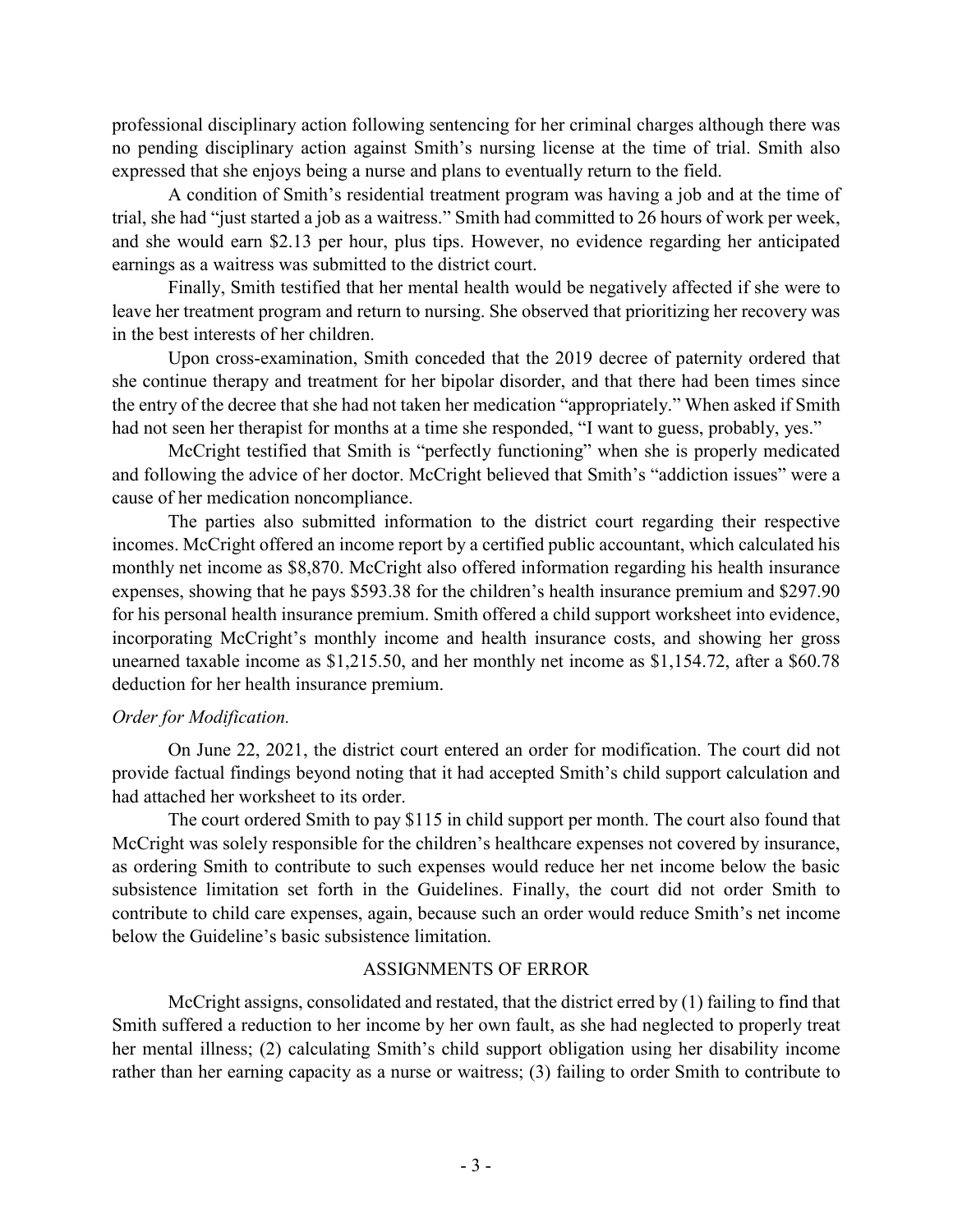professional disciplinary action following sentencing for her criminal charges although there was no pending disciplinary action against Smith's nursing license at the time of trial. Smith also expressed that she enjoys being a nurse and plans to eventually return to the field.

A condition of Smith's residential treatment program was having a job and at the time of trial, she had "just started a job as a waitress." Smith had committed to 26 hours of work per week, and she would earn $2.13 per hour, plus tips. However, no evidence regarding her anticipated earnings as a waitress was submitted to the district court.

Finally, Smith testified that her mental health would be negatively affected if she were to leave her treatment program and return to nursing. She observed that prioritizing her recovery was in the best interests of her children.

Upon cross-examination, Smith conceded that the 2019 decree of paternity ordered that she continue therapy and treatment for her bipolar disorder, and that there had been times since the entry of the decree that she had not taken her medication "appropriately." When asked if Smith had not seen her therapist for months at a time she responded, "I want to guess, probably, yes."

McCright testified that Smith is "perfectly functioning" when she is properly medicated and following the advice of her doctor. McCright believed that Smith's "addiction issues" were a cause of her medication noncompliance.

The parties also submitted information to the district court regarding their respective incomes. McCright offered an income report by a certified public accountant, which calculated his monthly net income as $8,870. McCright also offered information regarding his health insurance expenses, showing that he pays $593.38 for the children's health insurance premium and $297.90 for his personal health insurance premium. Smith offered a child support worksheet into evidence, incorporating McCright's monthly income and health insurance costs, and showing her gross unearned taxable income as $1,215.50, and her monthly net income as $1,154.72, after a $60.78 deduction for her health insurance premium.

*Order for Modification.*

On June 22, 2021, the district court entered an order for modification. The court did not provide factual findings beyond noting that it had accepted Smith's child support calculation and had attached her worksheet to its order.

The court ordered Smith to pay $115 in child support per month. The court also found that McCright was solely responsible for the children's healthcare expenses not covered by insurance, as ordering Smith to contribute to such expenses would reduce her net income below the basic subsistence limitation set forth in the Guidelines. Finally, the court did not order Smith to contribute to child care expenses, again, because such an order would reduce Smith's net income below the Guideline's basic subsistence limitation.

## ASSIGNMENTS OF ERROR

McCright assigns, consolidated and restated, that the district erred by (1) failing to find that Smith suffered a reduction to her income by her own fault, as she had neglected to properly treat her mental illness; (2) calculating Smith's child support obligation using her disability income rather than her earning capacity as a nurse or waitress; (3) failing to order Smith to contribute to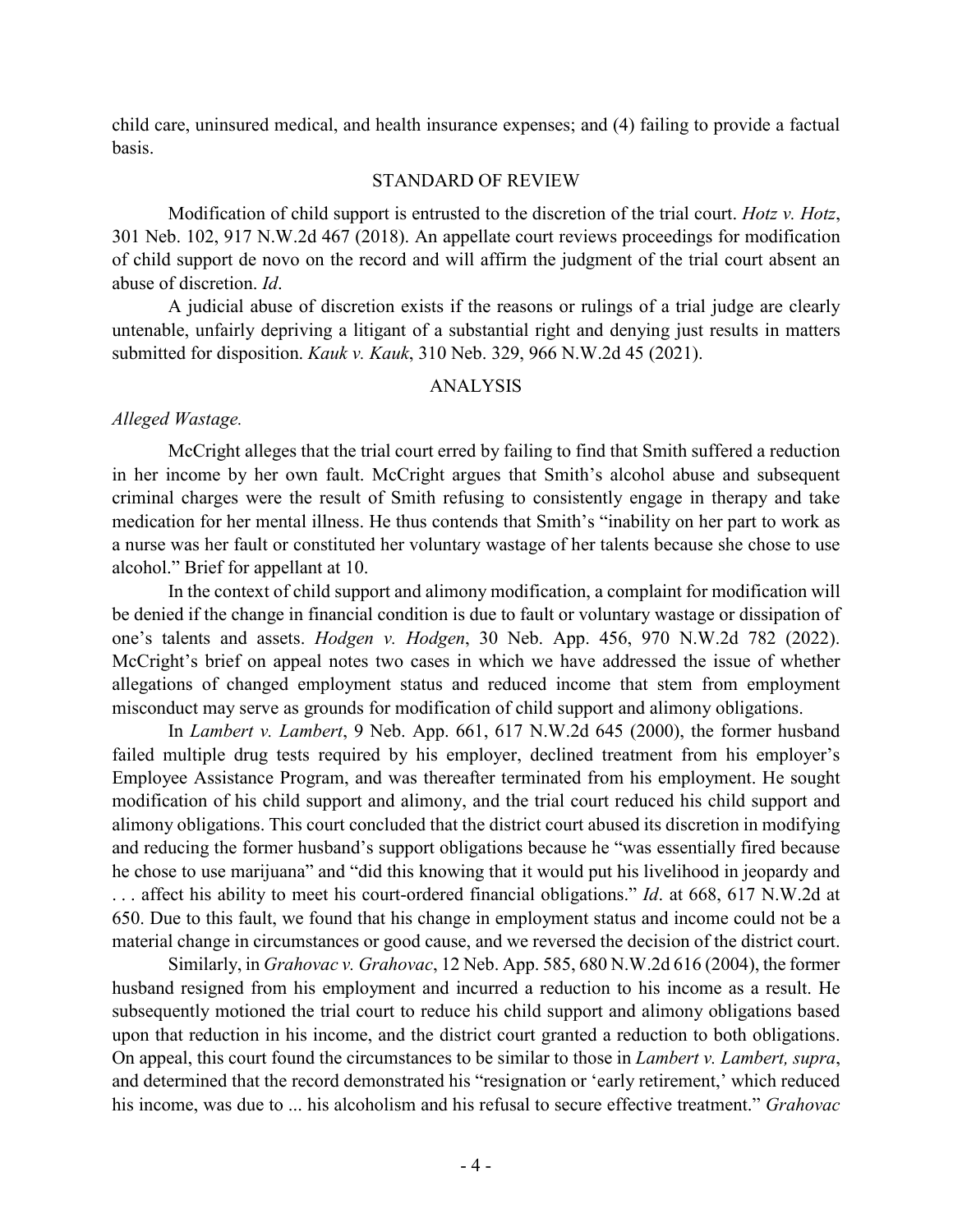child care, uninsured medical, and health insurance expenses; and (4) failing to provide a factual basis.

## STANDARD OF REVIEW

Modification of child support is entrusted to the discretion of the trial court. *Hotz v. Hotz*, 301 Neb. 102, 917 N.W.2d 467 (2018). An appellate court reviews proceedings for modification of child support de novo on the record and will affirm the judgment of the trial court absent an abuse of discretion. *Id*.

A judicial abuse of discretion exists if the reasons or rulings of a trial judge are clearly untenable, unfairly depriving a litigant of a substantial right and denying just results in matters submitted for disposition. *Kauk v. Kauk*, 310 Neb. 329, 966 N.W.2d 45 (2021).

## ANALYSIS

### *Alleged Wastage.*

McCright alleges that the trial court erred by failing to find that Smith suffered a reduction in her income by her own fault. McCright argues that Smith's alcohol abuse and subsequent criminal charges were the result of Smith refusing to consistently engage in therapy and take medication for her mental illness. He thus contends that Smith's "inability on her part to work as a nurse was her fault or constituted her voluntary wastage of her talents because she chose to use alcohol." Brief for appellant at 10.

In the context of child support and alimony modification, a complaint for modification will be denied if the change in financial condition is due to fault or voluntary wastage or dissipation of one's talents and assets. *Hodgen v. Hodgen*, 30 Neb. App. 456, 970 N.W.2d 782 (2022). McCright's brief on appeal notes two cases in which we have addressed the issue of whether allegations of changed employment status and reduced income that stem from employment misconduct may serve as grounds for modification of child support and alimony obligations.

In *Lambert v. Lambert*, 9 Neb. App. 661, 617 N.W.2d 645 (2000), the former husband failed multiple drug tests required by his employer, declined treatment from his employer's Employee Assistance Program, and was thereafter terminated from his employment. He sought modification of his child support and alimony, and the trial court reduced his child support and alimony obligations. This court concluded that the district court abused its discretion in modifying and reducing the former husband's support obligations because he "was essentially fired because he chose to use marijuana" and "did this knowing that it would put his livelihood in jeopardy and . . . affect his ability to meet his court-ordered financial obligations." *Id*. at 668, 617 N.W.2d at 650. Due to this fault, we found that his change in employment status and income could not be a material change in circumstances or good cause, and we reversed the decision of the district court.

Similarly, in *Grahovac v. Grahovac*, 12 Neb. App. 585, 680 N.W.2d 616 (2004), the former husband resigned from his employment and incurred a reduction to his income as a result. He subsequently motioned the trial court to reduce his child support and alimony obligations based upon that reduction in his income, and the district court granted a reduction to both obligations. On appeal, this court found the circumstances to be similar to those in *Lambert v. Lambert, supra*, and determined that the record demonstrated his "resignation or 'early retirement,' which reduced his income, was due to ... his alcoholism and his refusal to secure effective treatment." *Grahovac*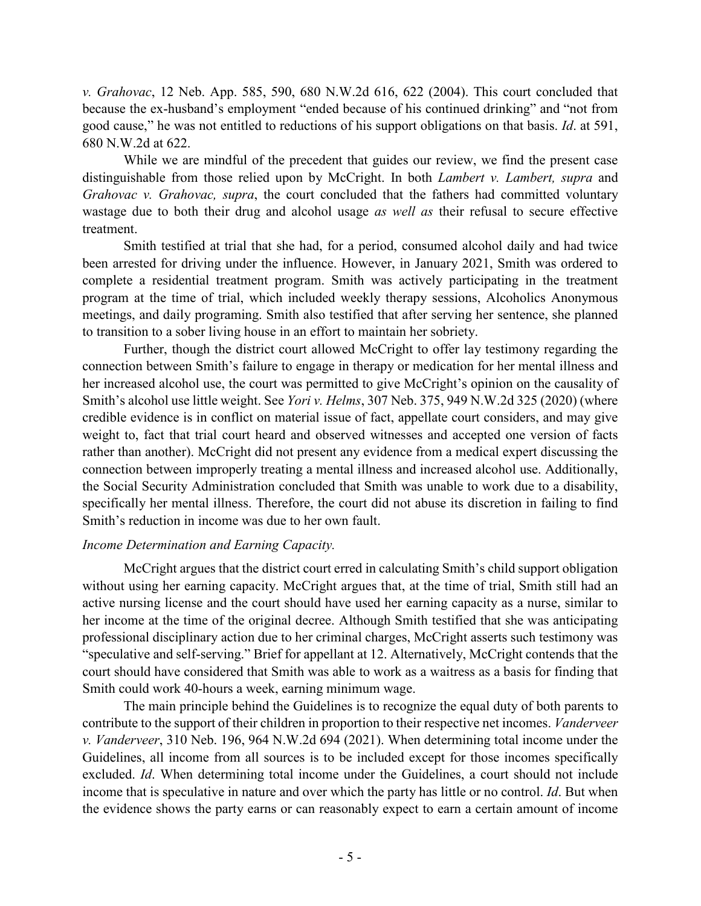*v. Grahovac*, 12 Neb. App. 585, 590, 680 N.W.2d 616, 622 (2004). This court concluded that because the ex-husband's employment "ended because of his continued drinking" and "not from good cause," he was not entitled to reductions of his support obligations on that basis. *Id*. at 591, 680 N.W.2d at 622.

While we are mindful of the precedent that guides our review, we find the present case distinguishable from those relied upon by McCright. In both *Lambert v. Lambert, supra* and *Grahovac v. Grahovac, supra*, the court concluded that the fathers had committed voluntary wastage due to both their drug and alcohol usage *as well as* their refusal to secure effective treatment.

Smith testified at trial that she had, for a period, consumed alcohol daily and had twice been arrested for driving under the influence. However, in January 2021, Smith was ordered to complete a residential treatment program. Smith was actively participating in the treatment program at the time of trial, which included weekly therapy sessions, Alcoholics Anonymous meetings, and daily programing. Smith also testified that after serving her sentence, she planned to transition to a sober living house in an effort to maintain her sobriety.

Further, though the district court allowed McCright to offer lay testimony regarding the connection between Smith's failure to engage in therapy or medication for her mental illness and her increased alcohol use, the court was permitted to give McCright's opinion on the causality of Smith's alcohol use little weight. See *Yori v. Helms*, 307 Neb. 375, 949 N.W.2d 325 (2020) (where credible evidence is in conflict on material issue of fact, appellate court considers, and may give weight to, fact that trial court heard and observed witnesses and accepted one version of facts rather than another). McCright did not present any evidence from a medical expert discussing the connection between improperly treating a mental illness and increased alcohol use. Additionally, the Social Security Administration concluded that Smith was unable to work due to a disability, specifically her mental illness. Therefore, the court did not abuse its discretion in failing to find Smith's reduction in income was due to her own fault.

*Income Determination and Earning Capacity.*

McCright argues that the district court erred in calculating Smith's child support obligation without using her earning capacity. McCright argues that, at the time of trial, Smith still had an active nursing license and the court should have used her earning capacity as a nurse, similar to her income at the time of the original decree. Although Smith testified that she was anticipating professional disciplinary action due to her criminal charges, McCright asserts such testimony was "speculative and self-serving." Brief for appellant at 12. Alternatively, McCright contends that the court should have considered that Smith was able to work as a waitress as a basis for finding that Smith could work 40-hours a week, earning minimum wage.

The main principle behind the Guidelines is to recognize the equal duty of both parents to contribute to the support of their children in proportion to their respective net incomes. *Vanderveer v. Vanderveer*, 310 Neb. 196, 964 N.W.2d 694 (2021). When determining total income under the Guidelines, all income from all sources is to be included except for those incomes specifically excluded. *Id*. When determining total income under the Guidelines, a court should not include income that is speculative in nature and over which the party has little or no control. *Id*. But when the evidence shows the party earns or can reasonably expect to earn a certain amount of income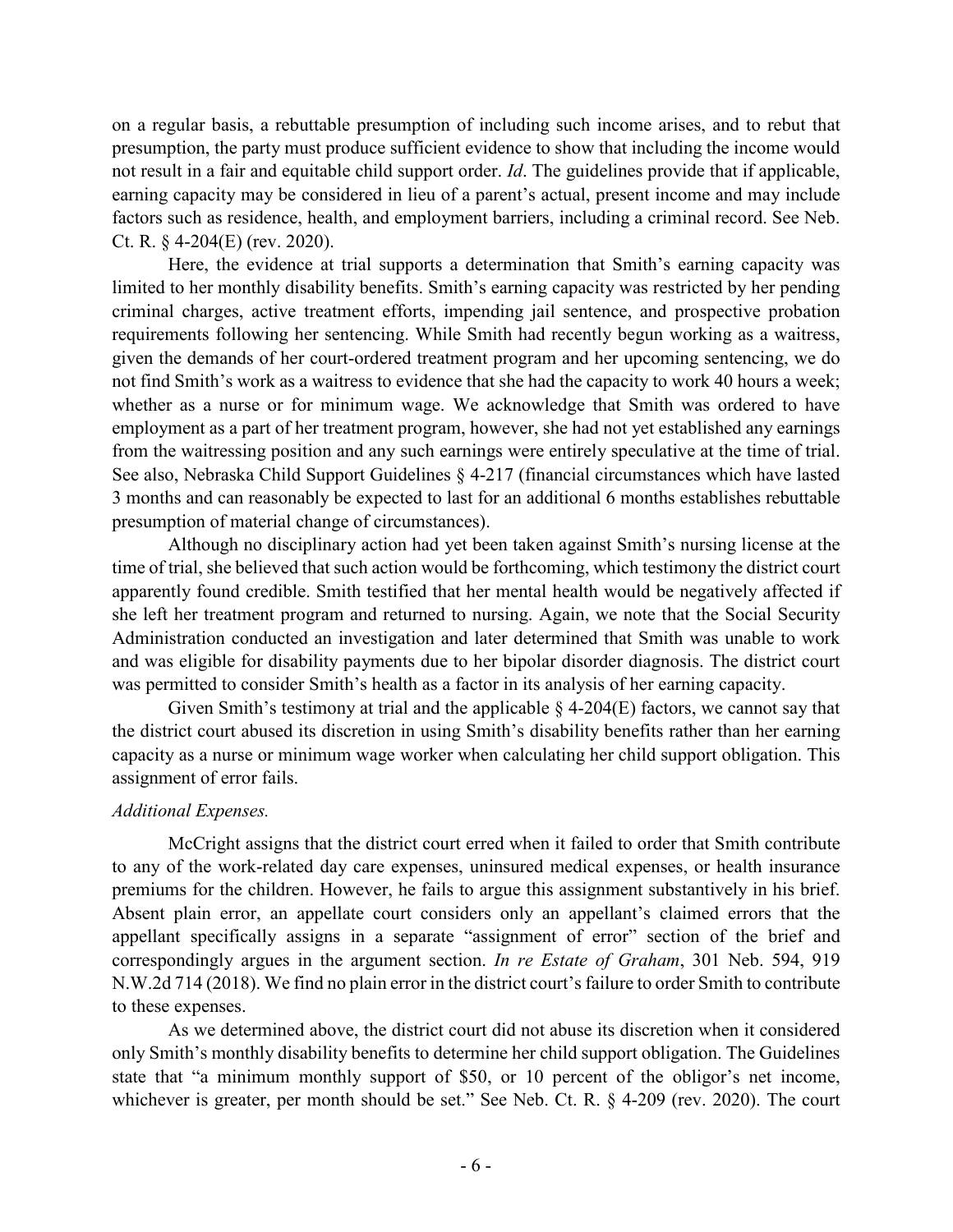on a regular basis, a rebuttable presumption of including such income arises, and to rebut that presumption, the party must produce sufficient evidence to show that including the income would not result in a fair and equitable child support order. *Id*. The guidelines provide that if applicable, earning capacity may be considered in lieu of a parent's actual, present income and may include factors such as residence, health, and employment barriers, including a criminal record. See Neb. Ct. R. § 4-204(E) (rev. 2020).

Here, the evidence at trial supports a determination that Smith's earning capacity was limited to her monthly disability benefits. Smith's earning capacity was restricted by her pending criminal charges, active treatment efforts, impending jail sentence, and prospective probation requirements following her sentencing. While Smith had recently begun working as a waitress, given the demands of her court-ordered treatment program and her upcoming sentencing, we do not find Smith's work as a waitress to evidence that she had the capacity to work 40 hours a week; whether as a nurse or for minimum wage. We acknowledge that Smith was ordered to have employment as a part of her treatment program, however, she had not yet established any earnings from the waitressing position and any such earnings were entirely speculative at the time of trial. See also, Nebraska Child Support Guidelines § 4-217 (financial circumstances which have lasted 3 months and can reasonably be expected to last for an additional 6 months establishes rebuttable presumption of material change of circumstances).

Although no disciplinary action had yet been taken against Smith's nursing license at the time of trial, she believed that such action would be forthcoming, which testimony the district court apparently found credible. Smith testified that her mental health would be negatively affected if she left her treatment program and returned to nursing. Again, we note that the Social Security Administration conducted an investigation and later determined that Smith was unable to work and was eligible for disability payments due to her bipolar disorder diagnosis. The district court was permitted to consider Smith's health as a factor in its analysis of her earning capacity.

Given Smith's testimony at trial and the applicable § 4-204(E) factors, we cannot say that the district court abused its discretion in using Smith's disability benefits rather than her earning capacity as a nurse or minimum wage worker when calculating her child support obligation. This assignment of error fails.

*Additional Expenses.*

McCright assigns that the district court erred when it failed to order that Smith contribute to any of the work-related day care expenses, uninsured medical expenses, or health insurance premiums for the children. However, he fails to argue this assignment substantively in his brief. Absent plain error, an appellate court considers only an appellant's claimed errors that the appellant specifically assigns in a separate "assignment of error" section of the brief and correspondingly argues in the argument section. *In re Estate of Graham*, 301 Neb. 594, 919 N.W.2d 714 (2018). We find no plain error in the district court's failure to order Smith to contribute to these expenses.

As we determined above, the district court did not abuse its discretion when it considered only Smith's monthly disability benefits to determine her child support obligation. The Guidelines state that "a minimum monthly support of $50, or 10 percent of the obligor's net income, whichever is greater, per month should be set." See Neb. Ct. R. § 4-209 (rev. 2020). The court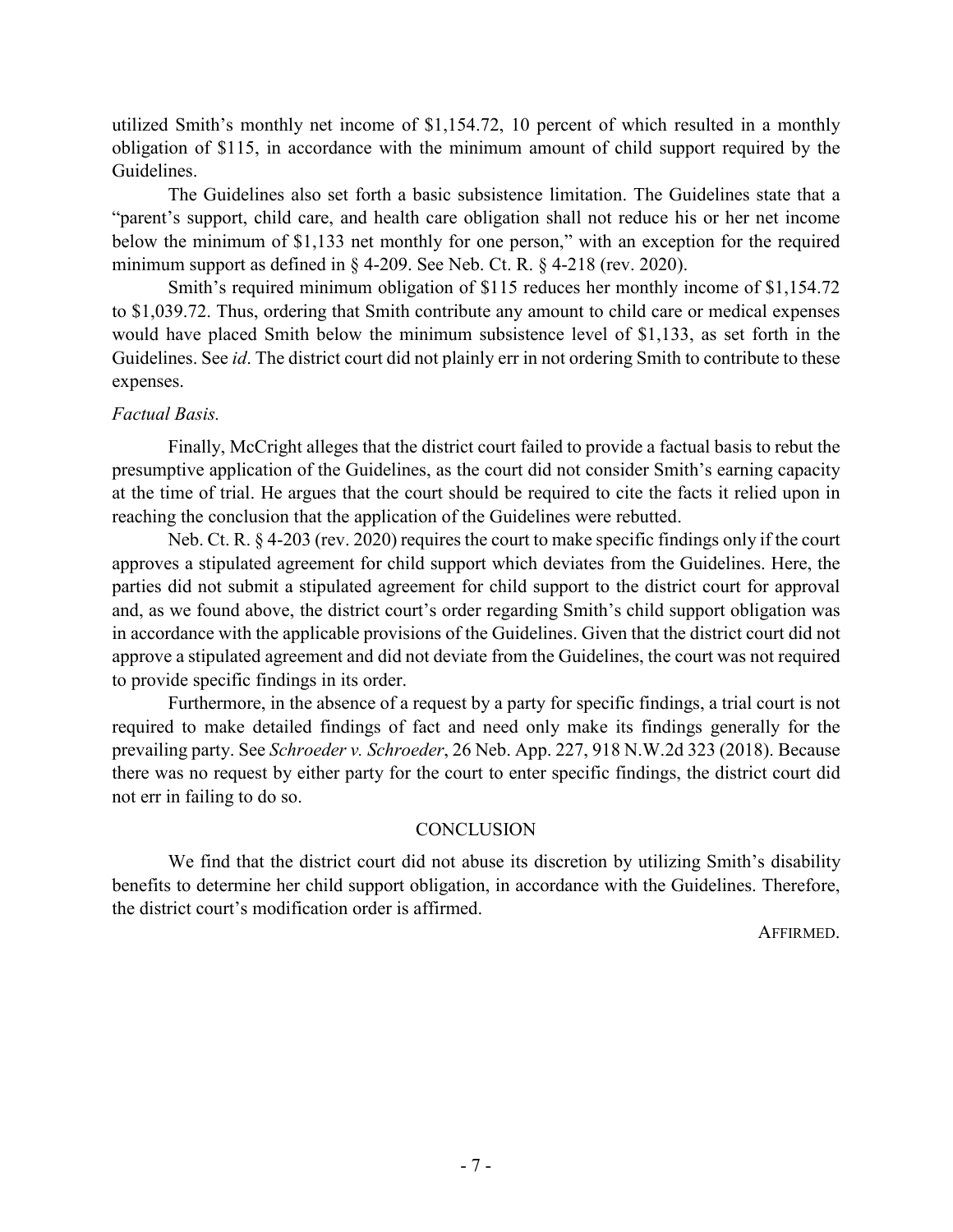utilized Smith's monthly net income of $1,154.72, 10 percent of which resulted in a monthly obligation of $115, in accordance with the minimum amount of child support required by the Guidelines.

The Guidelines also set forth a basic subsistence limitation. The Guidelines state that a "parent's support, child care, and health care obligation shall not reduce his or her net income below the minimum of $1,133 net monthly for one person," with an exception for the required minimum support as defined in § 4-209. See Neb. Ct. R. § 4-218 (rev. 2020).

Smith's required minimum obligation of $115 reduces her monthly income of $1,154.72 to $1,039.72. Thus, ordering that Smith contribute any amount to child care or medical expenses would have placed Smith below the minimum subsistence level of $1,133, as set forth in the Guidelines. See *id*. The district court did not plainly err in not ordering Smith to contribute to these expenses.

*Factual Basis.*

Finally, McCright alleges that the district court failed to provide a factual basis to rebut the presumptive application of the Guidelines, as the court did not consider Smith's earning capacity at the time of trial. He argues that the court should be required to cite the facts it relied upon in reaching the conclusion that the application of the Guidelines were rebutted.

Neb. Ct. R. § 4-203 (rev. 2020) requires the court to make specific findings only if the court approves a stipulated agreement for child support which deviates from the Guidelines. Here, the parties did not submit a stipulated agreement for child support to the district court for approval and, as we found above, the district court's order regarding Smith's child support obligation was in accordance with the applicable provisions of the Guidelines. Given that the district court did not approve a stipulated agreement and did not deviate from the Guidelines, the court was not required to provide specific findings in its order.

Furthermore, in the absence of a request by a party for specific findings, a trial court is not required to make detailed findings of fact and need only make its findings generally for the prevailing party. See *Schroeder v. Schroeder*, 26 Neb. App. 227, 918 N.W.2d 323 (2018). Because there was no request by either party for the court to enter specific findings, the district court did not err in failing to do so.

## CONCLUSION

We find that the district court did not abuse its discretion by utilizing Smith's disability benefits to determine her child support obligation, in accordance with the Guidelines. Therefore, the district court's modification order is affirmed.

AFFIRMED.